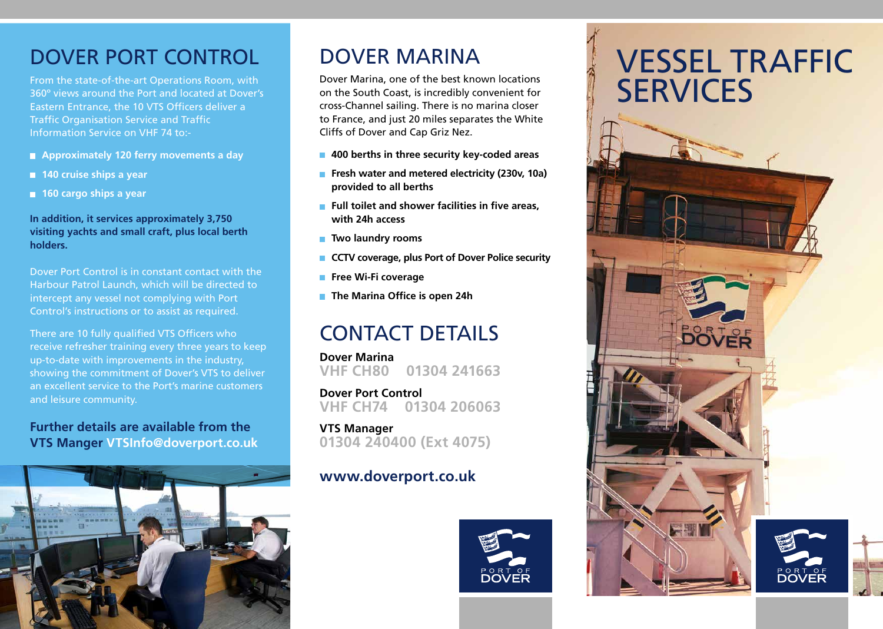# DOVER PORT CONTROL

From the state-of-the-art Operations Room, with 360º views around the Port and located at Dover's Eastern Entrance, the 10 VTS Officers deliver a Traffic Organisation Service and Traffic Information Service on VHF 74 to:-

- **Approximately 120 ferry movements a day**
- **140 cruise ships a year**
- **160 cargo ships a year**

**In addition, it services approximately 3,750 visiting yachts and small craft, plus local berth holders.**

Dover Port Control is in constant contact with the Harbour Patrol Launch, which will be directed to intercept any vessel not complying with Port Control's instructions or to assist as required.

There are 10 fully qualified VTS Officers who receive refresher training every three years to keep up-to-date with improvements in the industry, showing the commitment of Dover's VTS to deliver an excellent service to the Port's marine customers and leisure community.

**Further details are available from the VTS Manger VTSInfo@doverport.co.uk**

# DOVER MARINA

Dover Marina, one of the best known locations on the South Coast, is incredibly convenient for cross-Channel sailing. There is no marina closer to France, and just 20 miles separates the White Cliffs of Dover and Cap Griz Nez.

- **400 berths in three security key-coded areas**
- **Fresh water and metered electricity (230v, 10a) provided to all berths**
- **Full toilet and shower facilities in five areas, with 24h access**
- **Two laundry rooms**
- **CCTV coverage, plus Port of Dover Police security**
- **Free Wi-Fi coverage**
- **The Marina Office is open 24h**

# CONTACT DETAILS

**Dover Marina**
**VHF CH80 01304 241663**

**Dover Port Control**
**VHF CH74 01304 206063**

**VTS Manager**
**01304 240400 (Ext 4075)**

**www.doverport.co.uk**

PORT OF DOVER

# VESSEL TRAFFIC SERVICES

PORT OF DOVER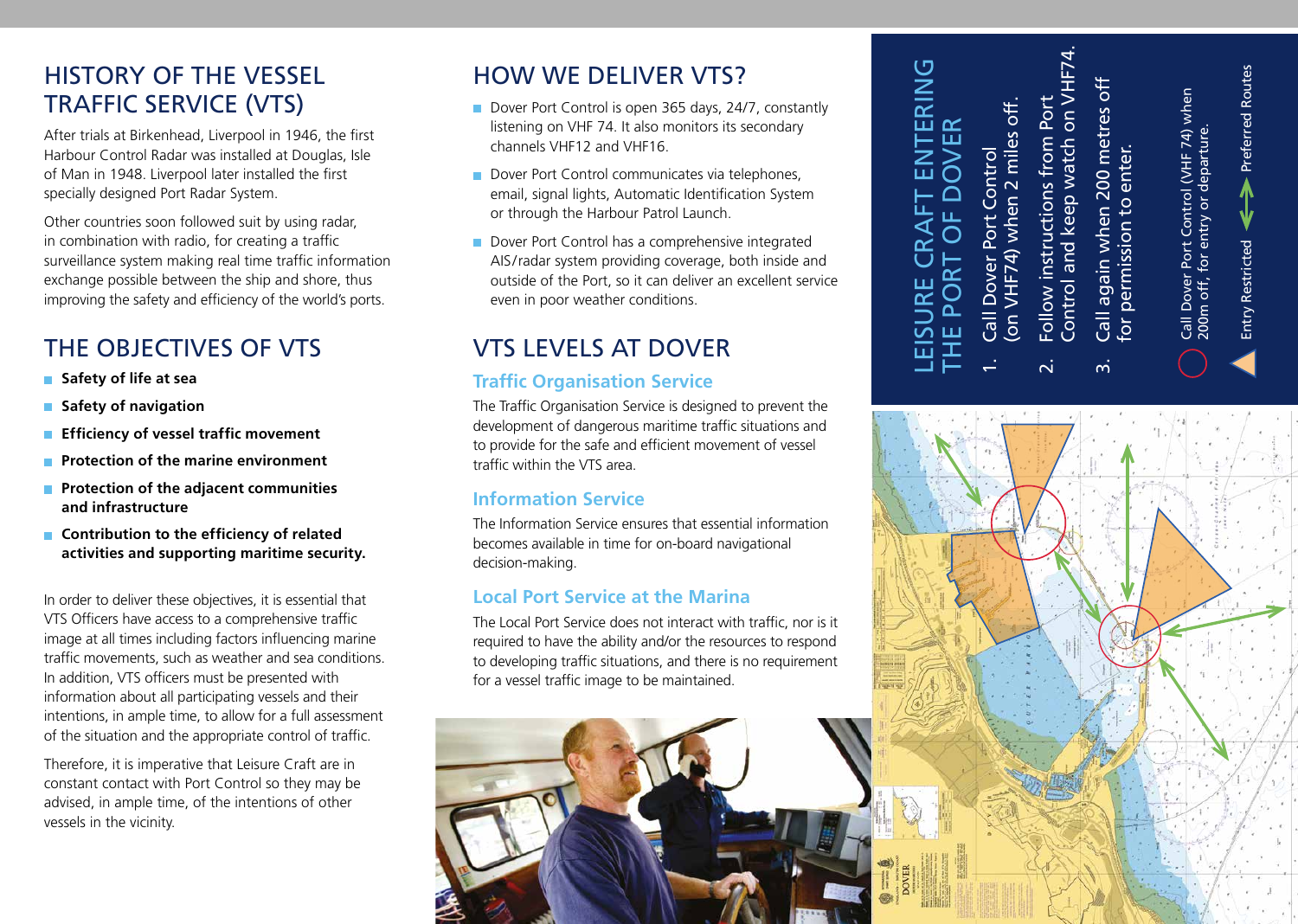## HISTORY OF THE VESSEL TRAFFIC SERVICE (VTS)

After trials at Birkenhead, Liverpool in 1946, the first Harbour Control Radar was installed at Douglas, Isle of Man in 1948. Liverpool later installed the first specially designed Port Radar System.

Other countries soon followed suit by using radar, in combination with radio, for creating a traffic surveillance system making real time traffic information exchange possible between the ship and shore, thus improving the safety and efficiency of the world's ports.

## THE OBJECTIVES OF VTS

- **Safety of life at sea**
- **Safety of navigation**
- **Efficiency of vessel traffic movement**
- **Protection of the marine environment**
- **Protection of the adjacent communities and infrastructure**
- **Contribution to the efficiency of related activities and supporting maritime security.**

In order to deliver these objectives, it is essential that VTS Officers have access to a comprehensive traffic image at all times including factors influencing marine traffic movements, such as weather and sea conditions. In addition, VTS officers must be presented with information about all participating vessels and their intentions, in ample time, to allow for a full assessment of the situation and the appropriate control of traffic.

Therefore, it is imperative that Leisure Craft are in constant contact with Port Control so they may be advised, in ample time, of the intentions of other vessels in the vicinity.

## HOW WE DELIVER VTS?

- Dover Port Control is open 365 days, 24/7, constantly listening on VHF 74. It also monitors its secondary channels VHF12 and VHF16.
- Dover Port Control communicates via telephones, email, signal lights, Automatic Identification System or through the Harbour Patrol Launch.
- Dover Port Control has a comprehensive integrated AIS/radar system providing coverage, both inside and outside of the Port, so it can deliver an excellent service even in poor weather conditions.

## VTS LEVELS AT DOVER

### Traffic Organisation Service

The Traffic Organisation Service is designed to prevent the development of dangerous maritime traffic situations and to provide for the safe and efficient movement of vessel traffic within the VTS area.

### Information Service

The Information Service ensures that essential information becomes available in time for on-board navigational decision-making.

### Local Port Service at the Marina

The Local Port Service does not interact with traffic, nor is it required to have the ability and/or the resources to respond to developing traffic situations, and there is no requirement for a vessel traffic image to be maintained.

## LEISURE CRAFT ENTERING THE PORT OF DOVER

1. Call Dover Port Control (on VHF74) when 2 miles off.
2. Follow instructions from Port Control and keep watch on VHF74.
3. Call again when 200 metres off for permission to enter.

Call Dover Port Control (VHF 74) when 200m off, for entry or departure.

Entry Restricted

Preferred Routes